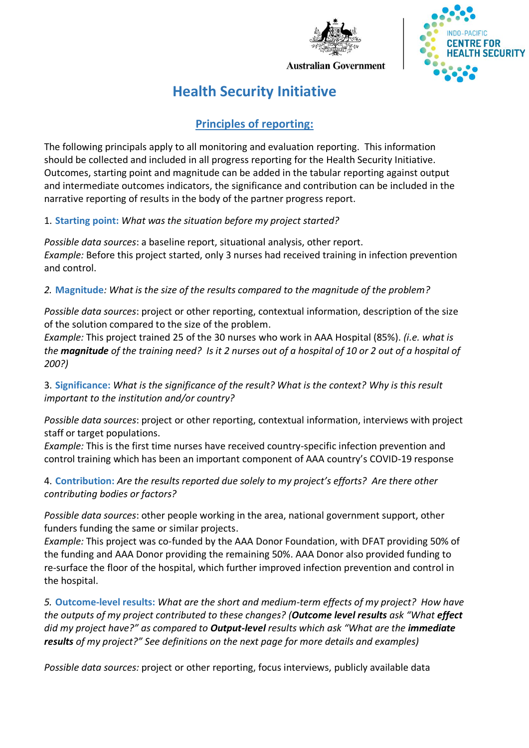Australian Government

INDO-PACIFIC CENTRE FOR HEALTH SECURITY

# Health Security Initiative

## Principles of reporting:

The following principals apply to all monitoring and evaluation reporting. This information should be collected and included in all progress reporting for the Health Security Initiative. Outcomes, starting point and magnitude can be added in the tabular reporting against output and intermediate outcomes indicators, the significance and contribution can be included in the narrative reporting of results in the body of the partner progress report.

1. **Starting point:** *What was the situation before my project started?*

*Possible data sources*: a baseline report, situational analysis, other report.
*Example:* Before this project started, only 3 nurses had received training in infection prevention and control.

2. **Magnitude**: *What is the size of the results compared to the magnitude of the problem?*

*Possible data sources*: project or other reporting, contextual information, description of the size of the solution compared to the size of the problem.
*Example:* This project trained 25 of the 30 nurses who work in AAA Hospital (85%). *(i.e. what is the **magnitude** of the training need? Is it 2 nurses out of a hospital of 10 or 2 out of a hospital of 200?)*

3. **Significance:** *What is the significance of the result? What is the context? Why is this result important to the institution and/or country?*

*Possible data sources*: project or other reporting, contextual information, interviews with project staff or target populations.
*Example:* This is the first time nurses have received country-specific infection prevention and control training which has been an important component of AAA country's COVID-19 response

4. **Contribution:** *Are the results reported due solely to my project's efforts? Are there other contributing bodies or factors?*

*Possible data sources*: other people working in the area, national government support, other funders funding the same or similar projects.
*Example:* This project was co-funded by the AAA Donor Foundation, with DFAT providing 50% of the funding and AAA Donor providing the remaining 50%. AAA Donor also provided funding to re-surface the floor of the hospital, which further improved infection prevention and control in the hospital.

5. **Outcome-level results:** *What are the short and medium-term effects of my project? How have the outputs of my project contributed to these changes? (**Outcome level results** ask "What **effect** did my project have?" as compared to **Output-level** results which ask "What are the **immediate results** of my project?" See definitions on the next page for more details and examples)*

*Possible data sources:* project or other reporting, focus interviews, publicly available data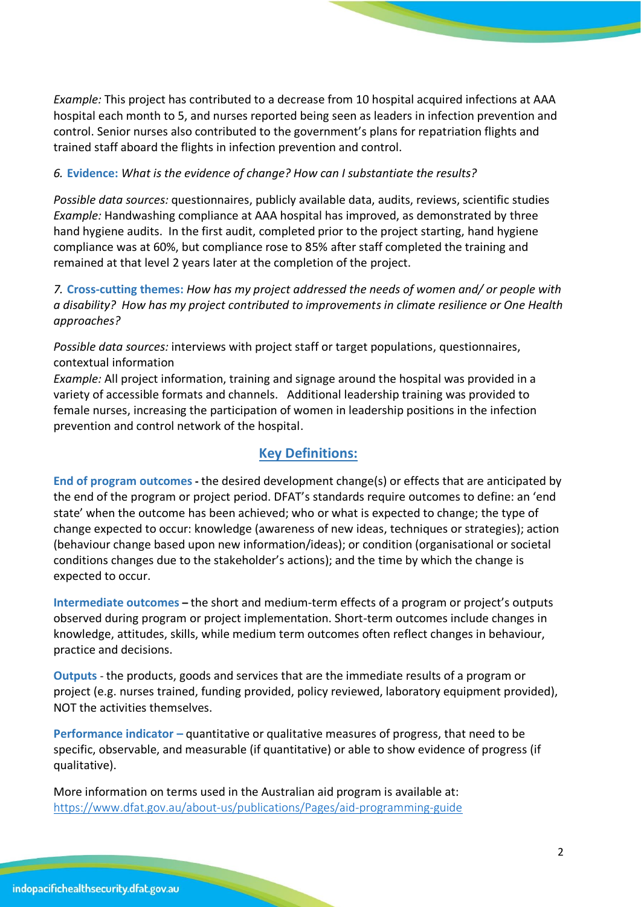*Example:* This project has contributed to a decrease from 10 hospital acquired infections at AAA hospital each month to 5, and nurses reported being seen as leaders in infection prevention and control. Senior nurses also contributed to the government's plans for repatriation flights and trained staff aboard the flights in infection prevention and control.

6. **Evidence:** *What is the evidence of change? How can I substantiate the results?*

*Possible data sources:* questionnaires, publicly available data, audits, reviews, scientific studies
*Example:* Handwashing compliance at AAA hospital has improved, as demonstrated by three hand hygiene audits. In the first audit, completed prior to the project starting, hand hygiene compliance was at 60%, but compliance rose to 85% after staff completed the training and remained at that level 2 years later at the completion of the project.

7. **Cross-cutting themes:** *How has my project addressed the needs of women and/ or people with a disability? How has my project contributed to improvements in climate resilience or One Health approaches?*

*Possible data sources:* interviews with project staff or target populations, questionnaires, contextual information
*Example:* All project information, training and signage around the hospital was provided in a variety of accessible formats and channels. Additional leadership training was provided to female nurses, increasing the participation of women in leadership positions in the infection prevention and control network of the hospital.

## Key Definitions:

**End of program outcomes** - the desired development change(s) or effects that are anticipated by the end of the program or project period. DFAT's standards require outcomes to define: an 'end state' when the outcome has been achieved; who or what is expected to change; the type of change expected to occur: knowledge (awareness of new ideas, techniques or strategies); action (behaviour change based upon new information/ideas); or condition (organisational or societal conditions changes due to the stakeholder's actions); and the time by which the change is expected to occur.

**Intermediate outcomes** – the short and medium-term effects of a program or project's outputs observed during program or project implementation. Short-term outcomes include changes in knowledge, attitudes, skills, while medium term outcomes often reflect changes in behaviour, practice and decisions.

**Outputs** - the products, goods and services that are the immediate results of a program or project (e.g. nurses trained, funding provided, policy reviewed, laboratory equipment provided), NOT the activities themselves.

**Performance indicator** – quantitative or qualitative measures of progress, that need to be specific, observable, and measurable (if quantitative) or able to show evidence of progress (if qualitative).

More information on terms used in the Australian aid program is available at:
https://www.dfat.gov.au/about-us/publications/Pages/aid-programming-guide